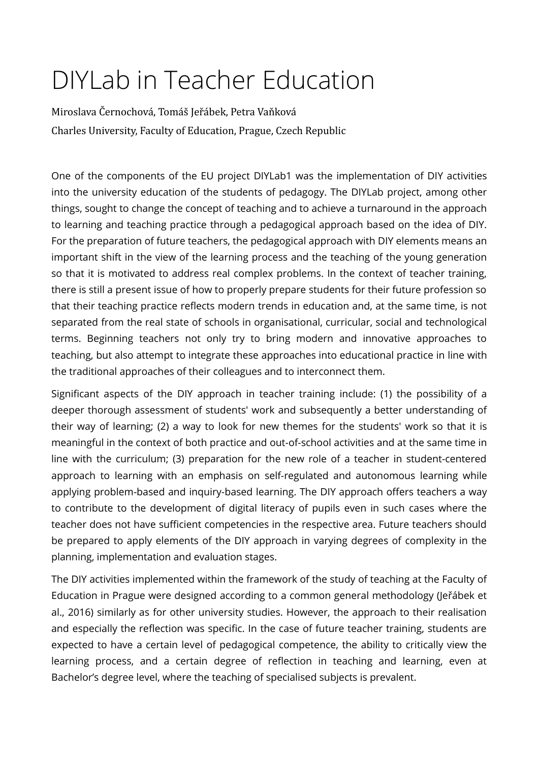# DIYLab in Teacher Education

Miroslava Černochová, Tomáš Jeřábek, Petra Vaňková

Charles University, Faculty of Education, Prague, Czech Republic

One of the components of the EU project DIYLab1 was the implementation of DIY activities into the university education of the students of pedagogy. The DIYLab project, among other things, sought to change the concept of teaching and to achieve a turnaround in the approach to learning and teaching practice through a pedagogical approach based on the idea of DIY. For the preparation of future teachers, the pedagogical approach with DIY elements means an important shift in the view of the learning process and the teaching of the young generation so that it is motivated to address real complex problems. In the context of teacher training, there is still a present issue of how to properly prepare students for their future profession so that their teaching practice reflects modern trends in education and, at the same time, is not separated from the real state of schools in organisational, curricular, social and technological terms. Beginning teachers not only try to bring modern and innovative approaches to teaching, but also attempt to integrate these approaches into educational practice in line with the traditional approaches of their colleagues and to interconnect them.

Significant aspects of the DIY approach in teacher training include: (1) the possibility of a deeper thorough assessment of students' work and subsequently a better understanding of their way of learning; (2) a way to look for new themes for the students' work so that it is meaningful in the context of both practice and out-of-school activities and at the same time in line with the curriculum; (3) preparation for the new role of a teacher in student-centered approach to learning with an emphasis on self-regulated and autonomous learning while applying problem-based and inquiry-based learning. The DIY approach offers teachers a way to contribute to the development of digital literacy of pupils even in such cases where the teacher does not have sufficient competencies in the respective area. Future teachers should be prepared to apply elements of the DIY approach in varying degrees of complexity in the planning, implementation and evaluation stages.

The DIY activities implemented within the framework of the study of teaching at the Faculty of Education in Prague were designed according to a common general methodology (Jeřábek et al., 2016) similarly as for other university studies. However, the approach to their realisation and especially the reflection was specific. In the case of future teacher training, students are expected to have a certain level of pedagogical competence, the ability to critically view the learning process, and a certain degree of reflection in teaching and learning, even at Bachelor's degree level, where the teaching of specialised subjects is prevalent.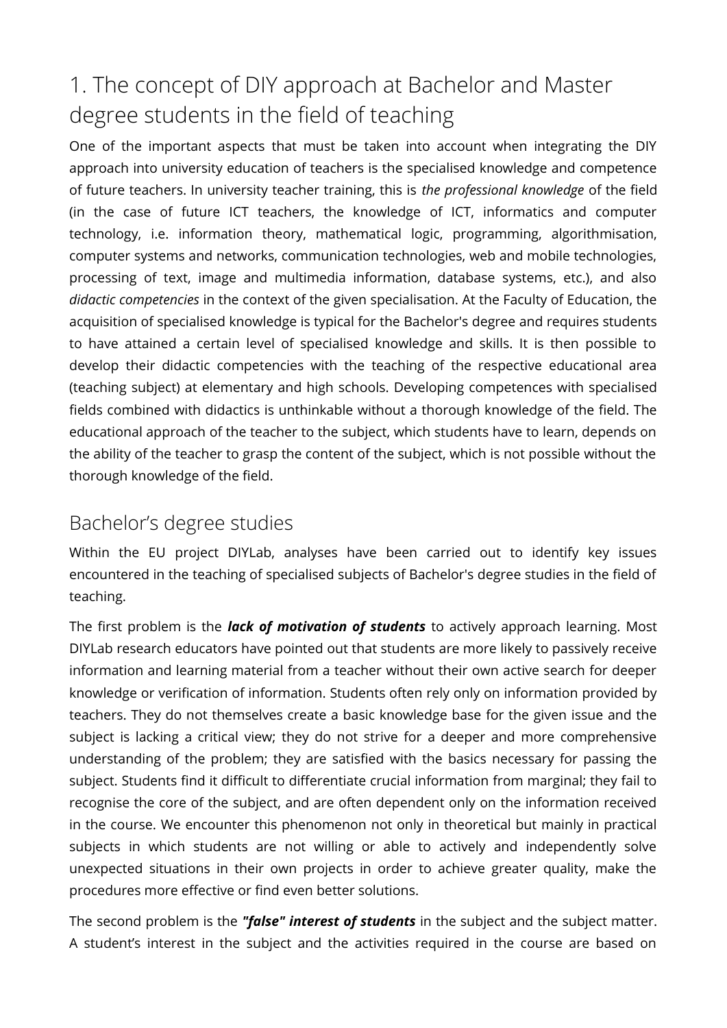# 1. The concept of DIY approach at Bachelor and Master degree students in the field of teaching

One of the important aspects that must be taken into account when integrating the DIY approach into university education of teachers is the specialised knowledge and competence of future teachers. In university teacher training, this is *the professional knowledge* of the field (in the case of future ICT teachers, the knowledge of ICT, informatics and computer technology, i.e. information theory, mathematical logic, programming, algorithmisation, computer systems and networks, communication technologies, web and mobile technologies, processing of text, image and multimedia information, database systems, etc.), and also *didactic competencies* in the context of the given specialisation. At the Faculty of Education, the acquisition of specialised knowledge is typical for the Bachelor's degree and requires students to have attained a certain level of specialised knowledge and skills. It is then possible to develop their didactic competencies with the teaching of the respective educational area (teaching subject) at elementary and high schools. Developing competences with specialised fields combined with didactics is unthinkable without a thorough knowledge of the field. The educational approach of the teacher to the subject, which students have to learn, depends on the ability of the teacher to grasp the content of the subject, which is not possible without the thorough knowledge of the field.

## Bachelor's degree studies

Within the EU project DIYLab, analyses have been carried out to identify key issues encountered in the teaching of specialised subjects of Bachelor's degree studies in the field of teaching.

The first problem is the ***lack of motivation of students*** to actively approach learning. Most DIYLab research educators have pointed out that students are more likely to passively receive information and learning material from a teacher without their own active search for deeper knowledge or verification of information. Students often rely only on information provided by teachers. They do not themselves create a basic knowledge base for the given issue and the subject is lacking a critical view; they do not strive for a deeper and more comprehensive understanding of the problem; they are satisfied with the basics necessary for passing the subject. Students find it difficult to differentiate crucial information from marginal; they fail to recognise the core of the subject, and are often dependent only on the information received in the course. We encounter this phenomenon not only in theoretical but mainly in practical subjects in which students are not willing or able to actively and independently solve unexpected situations in their own projects in order to achieve greater quality, make the procedures more effective or find even better solutions.

The second problem is the ***"false" interest of students*** in the subject and the subject matter. A student's interest in the subject and the activities required in the course are based on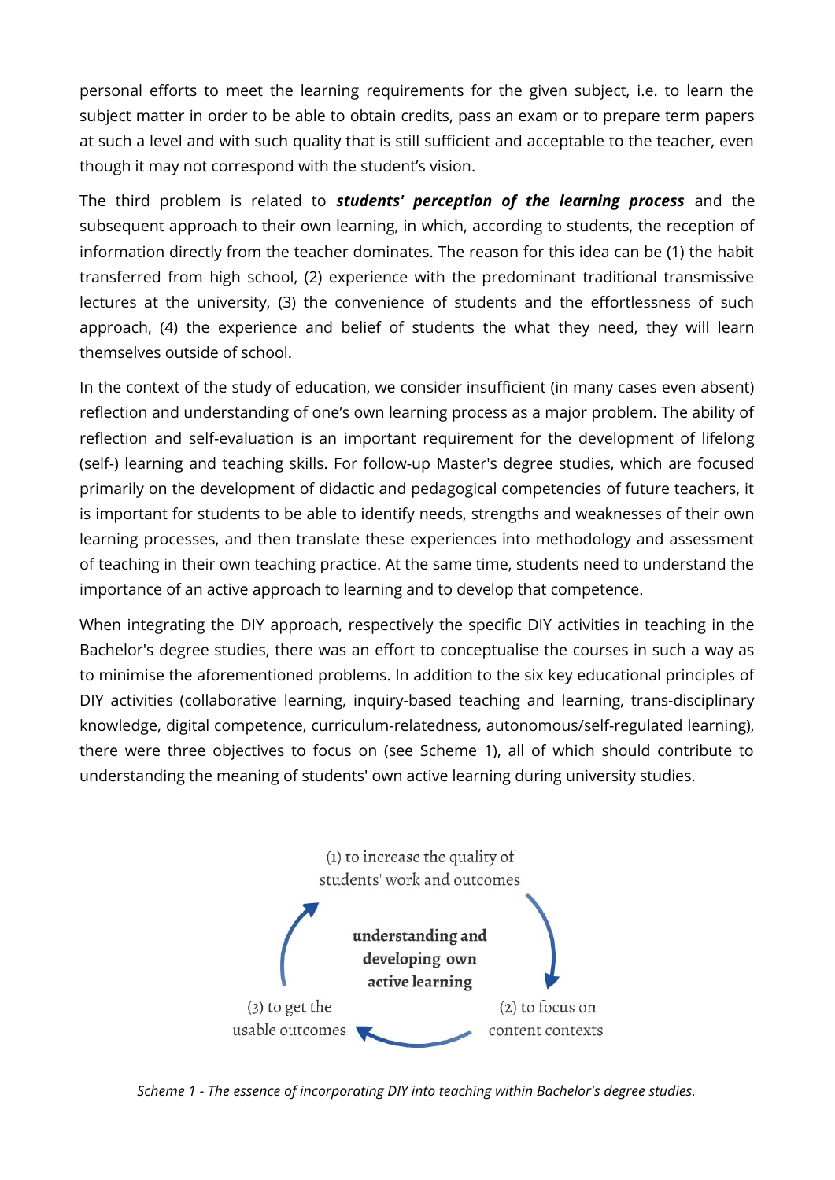personal efforts to meet the learning requirements for the given subject, i.e. to learn the subject matter in order to be able to obtain credits, pass an exam or to prepare term papers at such a level and with such quality that is still sufficient and acceptable to the teacher, even though it may not correspond with the student's vision.

The third problem is related to ***students' perception of the learning process*** and the subsequent approach to their own learning, in which, according to students, the reception of information directly from the teacher dominates. The reason for this idea can be (1) the habit transferred from high school, (2) experience with the predominant traditional transmissive lectures at the university, (3) the convenience of students and the effortlessness of such approach, (4) the experience and belief of students the what they need, they will learn themselves outside of school.

In the context of the study of education, we consider insufficient (in many cases even absent) reflection and understanding of one's own learning process as a major problem. The ability of reflection and self-evaluation is an important requirement for the development of lifelong (self-) learning and teaching skills. For follow-up Master's degree studies, which are focused primarily on the development of didactic and pedagogical competencies of future teachers, it is important for students to be able to identify needs, strengths and weaknesses of their own learning processes, and then translate these experiences into methodology and assessment of teaching in their own teaching practice. At the same time, students need to understand the importance of an active approach to learning and to develop that competence.

When integrating the DIY approach, respectively the specific DIY activities in teaching in the Bachelor's degree studies, there was an effort to conceptualise the courses in such a way as to minimise the aforementioned problems. In addition to the six key educational principles of DIY activities (collaborative learning, inquiry-based teaching and learning, trans-disciplinary knowledge, digital competence, curriculum-relatedness, autonomous/self-regulated learning), there were three objectives to focus on (see Scheme 1), all of which should contribute to understanding the meaning of students' own active learning during university studies.

(1) to increase the quality of students' work and outcomes

**understanding and developing own active learning**

(2) to focus on content contexts

(3) to get the usable outcomes

*Scheme 1 - The essence of incorporating DIY into teaching within Bachelor's degree studies.*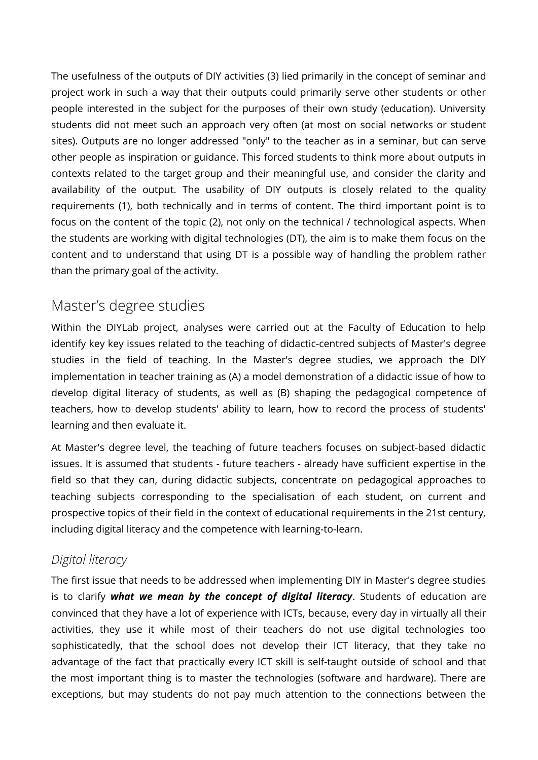The usefulness of the outputs of DIY activities (3) lied primarily in the concept of seminar and project work in such a way that their outputs could primarily serve other students or other people interested in the subject for the purposes of their own study (education). University students did not meet such an approach very often (at most on social networks or student sites). Outputs are no longer addressed "only" to the teacher as in a seminar, but can serve other people as inspiration or guidance. This forced students to think more about outputs in contexts related to the target group and their meaningful use, and consider the clarity and availability of the output. The usability of DIY outputs is closely related to the quality requirements (1), both technically and in terms of content. The third important point is to focus on the content of the topic (2), not only on the technical / technological aspects. When the students are working with digital technologies (DT), the aim is to make them focus on the content and to understand that using DT is a possible way of handling the problem rather than the primary goal of the activity.

## Master's degree studies

Within the DIYLab project, analyses were carried out at the Faculty of Education to help identify key key issues related to the teaching of didactic-centred subjects of Master's degree studies in the field of teaching. In the Master's degree studies, we approach the DIY implementation in teacher training as (A) a model demonstration of a didactic issue of how to develop digital literacy of students, as well as (B) shaping the pedagogical competence of teachers, how to develop students' ability to learn, how to record the process of students' learning and then evaluate it.

At Master's degree level, the teaching of future teachers focuses on subject-based didactic issues. It is assumed that students - future teachers - already have sufficient expertise in the field so that they can, during didactic subjects, concentrate on pedagogical approaches to teaching subjects corresponding to the specialisation of each student, on current and prospective topics of their field in the context of educational requirements in the 21st century, including digital literacy and the competence with learning-to-learn.

### *Digital literacy*

The first issue that needs to be addressed when implementing DIY in Master's degree studies is to clarify ***what we mean by the concept of digital literacy***. Students of education are convinced that they have a lot of experience with ICTs, because, every day in virtually all their activities, they use it while most of their teachers do not use digital technologies too sophisticatedly, that the school does not develop their ICT literacy, that they take no advantage of the fact that practically every ICT skill is self-taught outside of school and that the most important thing is to master the technologies (software and hardware). There are exceptions, but may students do not pay much attention to the connections between the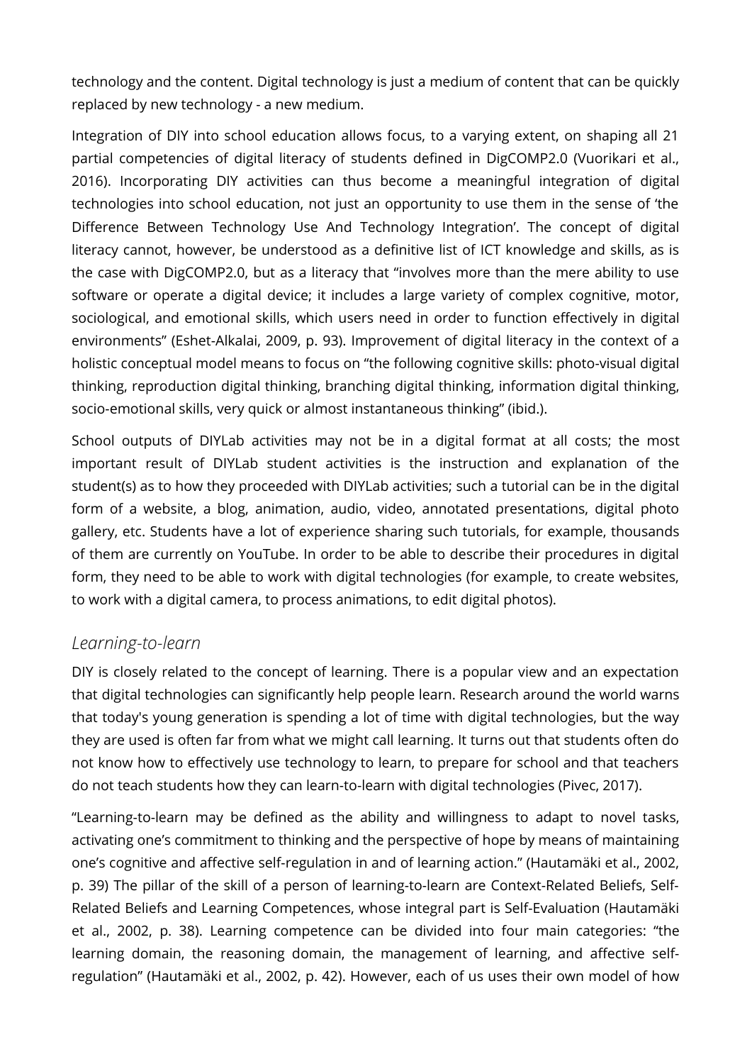technology and the content. Digital technology is just a medium of content that can be quickly replaced by new technology - a new medium.

Integration of DIY into school education allows focus, to a varying extent, on shaping all 21 partial competencies of digital literacy of students defined in DigCOMP2.0 (Vuorikari et al., 2016). Incorporating DIY activities can thus become a meaningful integration of digital technologies into school education, not just an opportunity to use them in the sense of 'the Difference Between Technology Use And Technology Integration'. The concept of digital literacy cannot, however, be understood as a definitive list of ICT knowledge and skills, as is the case with DigCOMP2.0, but as a literacy that "involves more than the mere ability to use software or operate a digital device; it includes a large variety of complex cognitive, motor, sociological, and emotional skills, which users need in order to function effectively in digital environments" (Eshet-Alkalai, 2009, p. 93). Improvement of digital literacy in the context of a holistic conceptual model means to focus on "the following cognitive skills: photo-visual digital thinking, reproduction digital thinking, branching digital thinking, information digital thinking, socio-emotional skills, very quick or almost instantaneous thinking" (ibid.).

School outputs of DIYLab activities may not be in a digital format at all costs; the most important result of DIYLab student activities is the instruction and explanation of the student(s) as to how they proceeded with DIYLab activities; such a tutorial can be in the digital form of a website, a blog, animation, audio, video, annotated presentations, digital photo gallery, etc. Students have a lot of experience sharing such tutorials, for example, thousands of them are currently on YouTube. In order to be able to describe their procedures in digital form, they need to be able to work with digital technologies (for example, to create websites, to work with a digital camera, to process animations, to edit digital photos).

## *Learning-to-learn*

DIY is closely related to the concept of learning. There is a popular view and an expectation that digital technologies can significantly help people learn. Research around the world warns that today's young generation is spending a lot of time with digital technologies, but the way they are used is often far from what we might call learning. It turns out that students often do not know how to effectively use technology to learn, to prepare for school and that teachers do not teach students how they can learn-to-learn with digital technologies (Pivec, 2017).

"Learning-to-learn may be defined as the ability and willingness to adapt to novel tasks, activating one's commitment to thinking and the perspective of hope by means of maintaining one's cognitive and affective self-regulation in and of learning action." (Hautamäki et al., 2002, p. 39) The pillar of the skill of a person of learning-to-learn are Context-Related Beliefs, Self-Related Beliefs and Learning Competences, whose integral part is Self-Evaluation (Hautamäki et al., 2002, p. 38). Learning competence can be divided into four main categories: "the learning domain, the reasoning domain, the management of learning, and affective self-regulation" (Hautamäki et al., 2002, p. 42). However, each of us uses their own model of how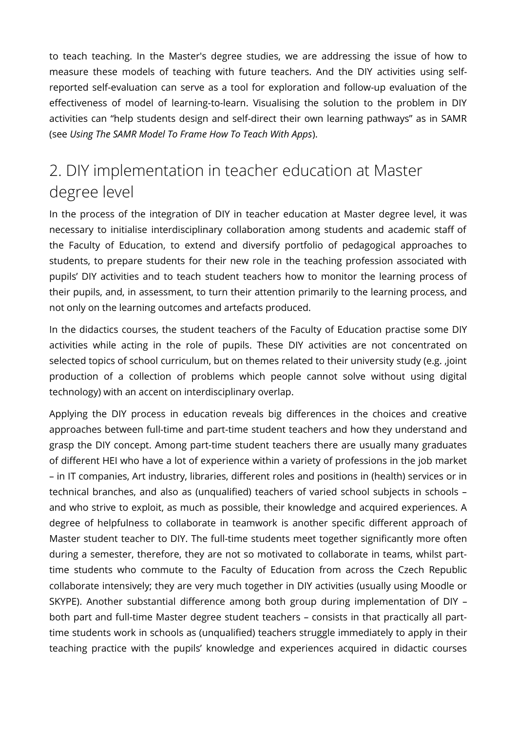to teach teaching. In the Master's degree studies, we are addressing the issue of how to measure these models of teaching with future teachers. And the DIY activities using self-reported self-evaluation can serve as a tool for exploration and follow-up evaluation of the effectiveness of model of learning-to-learn. Visualising the solution to the problem in DIY activities can "help students design and self-direct their own learning pathways" as in SAMR (see *Using The SAMR Model To Frame How To Teach With Apps*).

## 2. DIY implementation in teacher education at Master degree level

In the process of the integration of DIY in teacher education at Master degree level, it was necessary to initialise interdisciplinary collaboration among students and academic staff of the Faculty of Education, to extend and diversify portfolio of pedagogical approaches to students, to prepare students for their new role in the teaching profession associated with pupils' DIY activities and to teach student teachers how to monitor the learning process of their pupils, and, in assessment, to turn their attention primarily to the learning process, and not only on the learning outcomes and artefacts produced.

In the didactics courses, the student teachers of the Faculty of Education practise some DIY activities while acting in the role of pupils. These DIY activities are not concentrated on selected topics of school curriculum, but on themes related to their university study (e.g. ‚joint production of a collection of problems which people cannot solve without using digital technology) with an accent on interdisciplinary overlap.

Applying the DIY process in education reveals big differences in the choices and creative approaches between full-time and part-time student teachers and how they understand and grasp the DIY concept. Among part-time student teachers there are usually many graduates of different HEI who have a lot of experience within a variety of professions in the job market – in IT companies, Art industry, libraries, different roles and positions in (health) services or in technical branches, and also as (unqualified) teachers of varied school subjects in schools – and who strive to exploit, as much as possible, their knowledge and acquired experiences. A degree of helpfulness to collaborate in teamwork is another specific different approach of Master student teacher to DIY. The full-time students meet together significantly more often during a semester, therefore, they are not so motivated to collaborate in teams, whilst part-time students who commute to the Faculty of Education from across the Czech Republic collaborate intensively; they are very much together in DIY activities (usually using Moodle or SKYPE). Another substantial difference among both group during implementation of DIY – both part and full-time Master degree student teachers – consists in that practically all part-time students work in schools as (unqualified) teachers struggle immediately to apply in their teaching practice with the pupils' knowledge and experiences acquired in didactic courses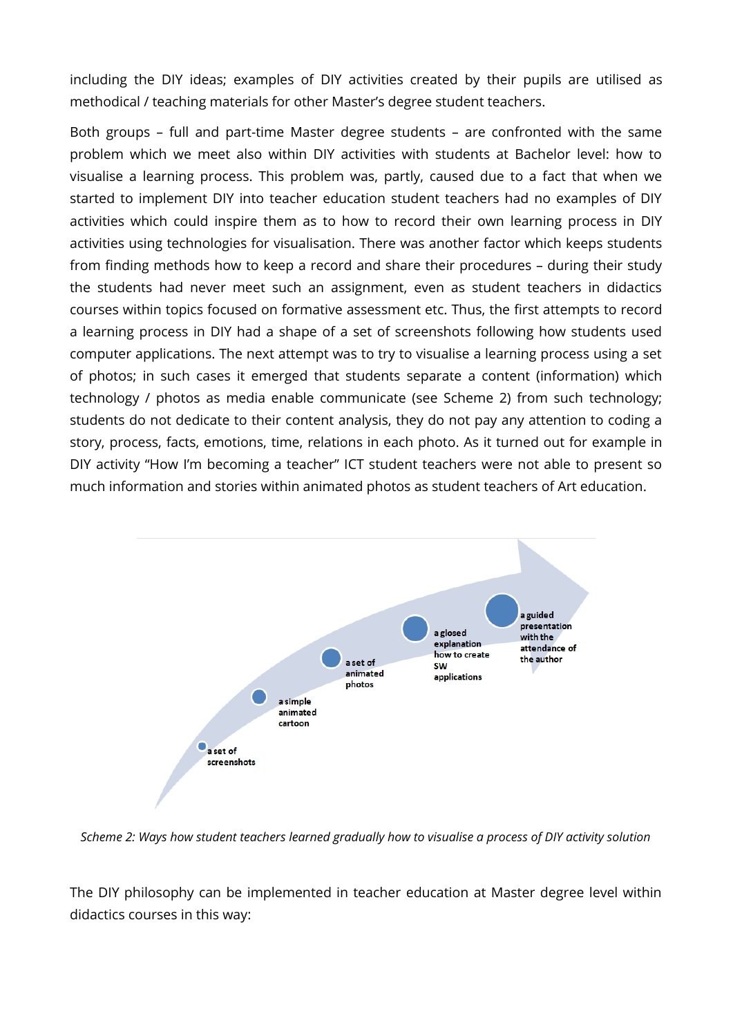including the DIY ideas; examples of DIY activities created by their pupils are utilised as methodical / teaching materials for other Master's degree student teachers.

Both groups – full and part-time Master degree students – are confronted with the same problem which we meet also within DIY activities with students at Bachelor level: how to visualise a learning process. This problem was, partly, caused due to a fact that when we started to implement DIY into teacher education student teachers had no examples of DIY activities which could inspire them as to how to record their own learning process in DIY activities using technologies for visualisation. There was another factor which keeps students from finding methods how to keep a record and share their procedures – during their study the students had never meet such an assignment, even as student teachers in didactics courses within topics focused on formative assessment etc. Thus, the first attempts to record a learning process in DIY had a shape of a set of screenshots following how students used computer applications. The next attempt was to try to visualise a learning process using a set of photos; in such cases it emerged that students separate a content (information) which technology / photos as media enable communicate (see Scheme 2) from such technology; students do not dedicate to their content analysis, they do not pay any attention to coding a story, process, facts, emotions, time, relations in each photo. As it turned out for example in DIY activity "How I'm becoming a teacher" ICT student teachers were not able to present so much information and stories within animated photos as student teachers of Art education.

a set of screenshots → a simple animated cartoon → a set of animated photos → a glosed explanation how to create SW applications → a guided presentation with the attendance of the author

*Scheme 2: Ways how student teachers learned gradually how to visualise a process of DIY activity solution*

The DIY philosophy can be implemented in teacher education at Master degree level within didactics courses in this way: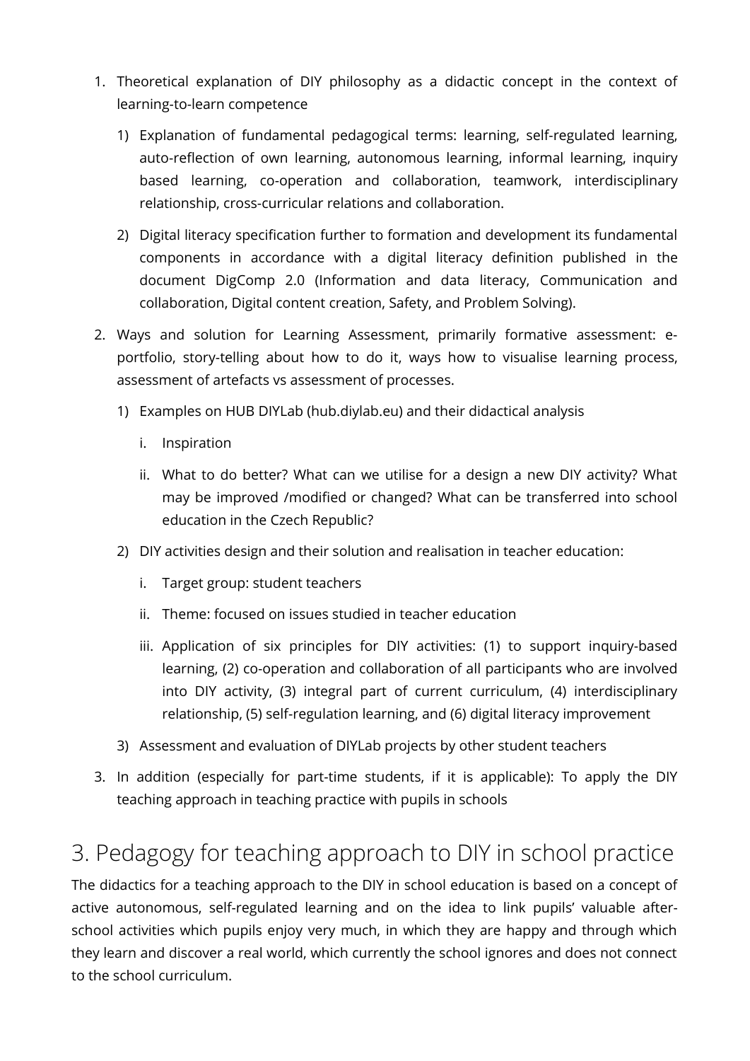1. Theoretical explanation of DIY philosophy as a didactic concept in the context of learning-to-learn competence
   1) Explanation of fundamental pedagogical terms: learning, self-regulated learning, auto-reflection of own learning, autonomous learning, informal learning, inquiry based learning, co-operation and collaboration, teamwork, interdisciplinary relationship, cross-curricular relations and collaboration.
   2) Digital literacy specification further to formation and development its fundamental components in accordance with a digital literacy definition published in the document DigComp 2.0 (Information and data literacy, Communication and collaboration, Digital content creation, Safety, and Problem Solving).
2. Ways and solution for Learning Assessment, primarily formative assessment: e-portfolio, story-telling about how to do it, ways how to visualise learning process, assessment of artefacts vs assessment of processes.
   1) Examples on HUB DIYLab (hub.diylab.eu) and their didactical analysis
      i. Inspiration
      ii. What to do better? What can we utilise for a design a new DIY activity? What may be improved /modified or changed? What can be transferred into school education in the Czech Republic?
   2) DIY activities design and their solution and realisation in teacher education:
      i. Target group: student teachers
      ii. Theme: focused on issues studied in teacher education
      iii. Application of six principles for DIY activities: (1) to support inquiry-based learning, (2) co-operation and collaboration of all participants who are involved into DIY activity, (3) integral part of current curriculum, (4) interdisciplinary relationship, (5) self-regulation learning, and (6) digital literacy improvement
   3) Assessment and evaluation of DIYLab projects by other student teachers
3. In addition (especially for part-time students, if it is applicable): To apply the DIY teaching approach in teaching practice with pupils in schools

# 3. Pedagogy for teaching approach to DIY in school practice

The didactics for a teaching approach to the DIY in school education is based on a concept of active autonomous, self-regulated learning and on the idea to link pupils' valuable after-school activities which pupils enjoy very much, in which they are happy and through which they learn and discover a real world, which currently the school ignores and does not connect to the school curriculum.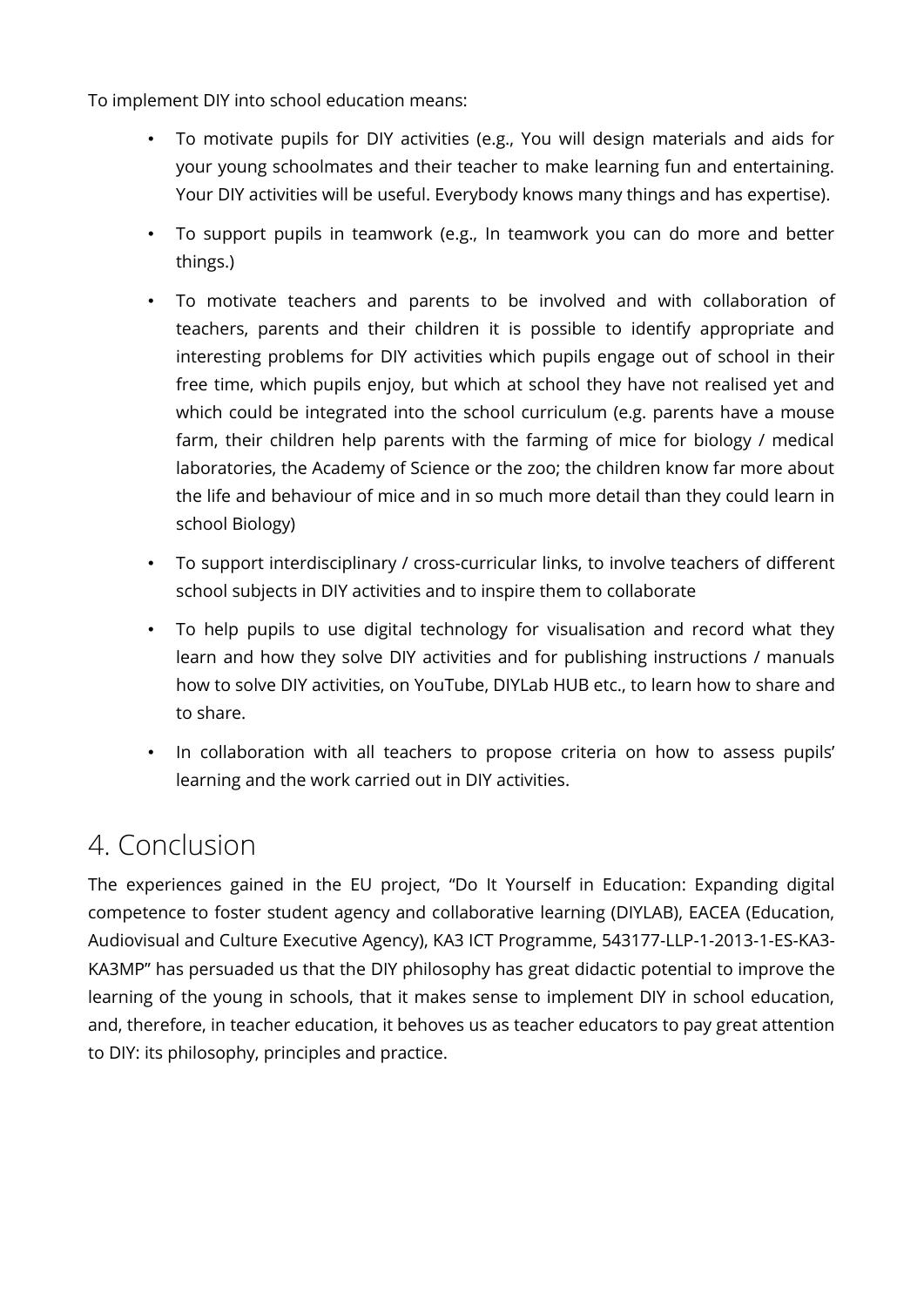To implement DIY into school education means:

- To motivate pupils for DIY activities (e.g., You will design materials and aids for your young schoolmates and their teacher to make learning fun and entertaining. Your DIY activities will be useful. Everybody knows many things and has expertise).
- To support pupils in teamwork (e.g., In teamwork you can do more and better things.)
- To motivate teachers and parents to be involved and with collaboration of teachers, parents and their children it is possible to identify appropriate and interesting problems for DIY activities which pupils engage out of school in their free time, which pupils enjoy, but which at school they have not realised yet and which could be integrated into the school curriculum (e.g. parents have a mouse farm, their children help parents with the farming of mice for biology / medical laboratories, the Academy of Science or the zoo; the children know far more about the life and behaviour of mice and in so much more detail than they could learn in school Biology)
- To support interdisciplinary / cross-curricular links, to involve teachers of different school subjects in DIY activities and to inspire them to collaborate
- To help pupils to use digital technology for visualisation and record what they learn and how they solve DIY activities and for publishing instructions / manuals how to solve DIY activities, on YouTube, DIYLab HUB etc., to learn how to share and to share.
- In collaboration with all teachers to propose criteria on how to assess pupils' learning and the work carried out in DIY activities.

# 4. Conclusion

The experiences gained in the EU project, "Do It Yourself in Education: Expanding digital competence to foster student agency and collaborative learning (DIYLAB), EACEA (Education, Audiovisual and Culture Executive Agency), KA3 ICT Programme, 543177-LLP-1-2013-1-ES-KA3-KA3MP" has persuaded us that the DIY philosophy has great didactic potential to improve the learning of the young in schools, that it makes sense to implement DIY in school education, and, therefore, in teacher education, it behoves us as teacher educators to pay great attention to DIY: its philosophy, principles and practice.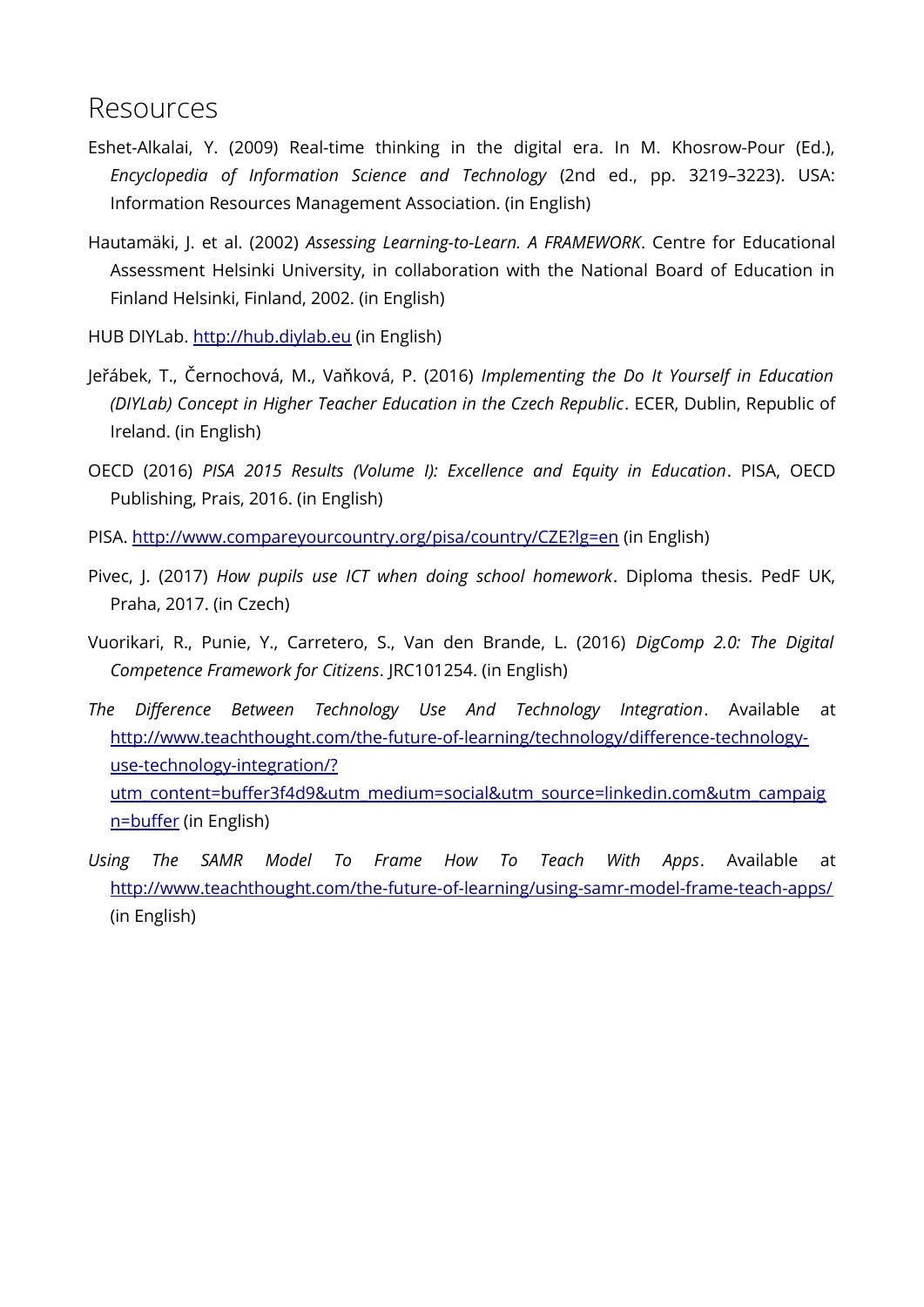## Resources

Eshet-Alkalai, Y. (2009) Real-time thinking in the digital era. In M. Khosrow-Pour (Ed.), *Encyclopedia of Information Science and Technology* (2nd ed., pp. 3219–3223). USA: Information Resources Management Association. (in English)

Hautamäki, J. et al. (2002) *Assessing Learning-to-Learn. A FRAMEWORK*. Centre for Educational Assessment Helsinki University, in collaboration with the National Board of Education in Finland Helsinki, Finland, 2002. (in English)

HUB DIYLab. http://hub.diylab.eu (in English)

Jeřábek, T., Černochová, M., Vaňková, P. (2016) *Implementing the Do It Yourself in Education (DIYLab) Concept in Higher Teacher Education in the Czech Republic*. ECER, Dublin, Republic of Ireland. (in English)

OECD (2016) *PISA 2015 Results (Volume I): Excellence and Equity in Education*. PISA, OECD Publishing, Prais, 2016. (in English)

PISA. http://www.compareyourcountry.org/pisa/country/CZE?lg=en (in English)

Pivec, J. (2017) *How pupils use ICT when doing school homework*. Diploma thesis. PedF UK, Praha, 2017. (in Czech)

Vuorikari, R., Punie, Y., Carretero, S., Van den Brande, L. (2016) *DigComp 2.0: The Digital Competence Framework for Citizens*. JRC101254. (in English)

*The Difference Between Technology Use And Technology Integration*. Available at http://www.teachthought.com/the-future-of-learning/technology/difference-technology-use-technology-integration/?utm_content=buffer3f4d9&utm_medium=social&utm_source=linkedin.com&utm_campaign=buffer (in English)

*Using The SAMR Model To Frame How To Teach With Apps*. Available at http://www.teachthought.com/the-future-of-learning/using-samr-model-frame-teach-apps/ (in English)